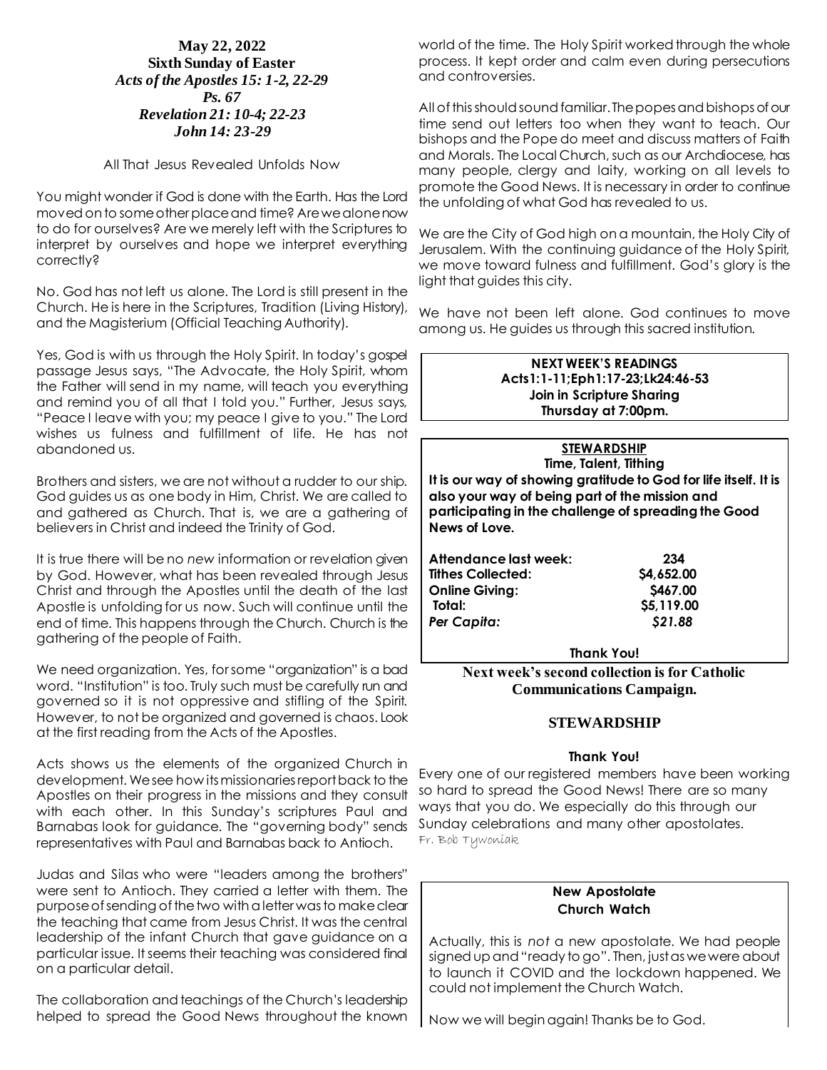**May 22, 2022**
**Sixth Sunday of Easter**
***Acts of the Apostles 15: 1-2, 22-29***
***Ps. 67***
***Revelation 21: 10-4; 22-23***
***John 14: 23-29***

All That Jesus Revealed Unfolds Now

You might wonder if God is done with the Earth. Has the Lord moved on to some other place and time? Are we alone now to do for ourselves? Are we merely left with the Scriptures to interpret by ourselves and hope we interpret everything correctly?

No. God has not left us alone. The Lord is still present in the Church. He is here in the Scriptures, Tradition (Living History), and the Magisterium (Official Teaching Authority).

Yes, God is with us through the Holy Spirit. In today's gospel passage Jesus says, "The Advocate, the Holy Spirit, whom the Father will send in my name, will teach you everything and remind you of all that I told you." Further, Jesus says, "Peace I leave with you; my peace I give to you." The Lord wishes us fulness and fulfillment of life. He has not abandoned us.

Brothers and sisters, we are not without a rudder to our ship. God guides us as one body in Him, Christ. We are called to and gathered as Church. That is, we are a gathering of believers in Christ and indeed the Trinity of God.

It is true there will be no *new* information or revelation given by God. However, what has been revealed through Jesus Christ and through the Apostles until the death of the last Apostle is unfolding for us now. Such will continue until the end of time. This happens through the Church. Church is the gathering of the people of Faith.

We need organization. Yes, for some "organization" is a bad word. "Institution" is too. Truly such must be carefully run and governed so it is not oppressive and stifling of the Spirit. However, to not be organized and governed is chaos. Look at the first reading from the Acts of the Apostles.

Acts shows us the elements of the organized Church in development. We see how its missionaries report back to the Apostles on their progress in the missions and they consult with each other. In this Sunday's scriptures Paul and Barnabas look for guidance. The "governing body" sends representatives with Paul and Barnabas back to Antioch.

Judas and Silas who were "leaders among the brothers" were sent to Antioch. They carried a letter with them. The purpose of sending of the two with a letter was to make clear the teaching that came from Jesus Christ. It was the central leadership of the infant Church that gave guidance on a particular issue. It seems their teaching was considered final on a particular detail.

The collaboration and teachings of the Church's leadership helped to spread the Good News throughout the known world of the time. The Holy Spirit worked through the whole process. It kept order and calm even during persecutions and controversies.

All of this should sound familiar. The popes and bishops of our time send out letters too when they want to teach. Our bishops and the Pope do meet and discuss matters of Faith and Morals. The Local Church, such as our Archdiocese, has many people, clergy and laity, working on all levels to promote the Good News. It is necessary in order to continue the unfolding of what God has revealed to us.

We are the City of God high on a mountain, the Holy City of Jerusalem. With the continuing guidance of the Holy Spirit, we move toward fulness and fulfillment. God's glory is the light that guides this city.

We have not been left alone. God continues to move among us. He guides us through this sacred institution.

**NEXT WEEK'S READINGS**
**Acts1:1-11;Eph1:17-23;Lk24:46-53**
**Join in Scripture Sharing**
**Thursday at 7:00pm.**

**STEWARDSHIP**
**Time, Talent, Tithing**

**It is our way of showing gratitude to God for life itself. It is also your way of being part of the mission and participating in the challenge of spreading the Good News of Love.**

| | |
|---|---|
| **Attendance last week:** | **234** |
| **Tithes Collected:** | **$4,652.00** |
| **Online Giving:** | **$467.00** |
| **Total:** | **$5,119.00** |
| ***Per Capita:*** | ***$21.88*** |

**Thank You!**

**Next week's second collection is for Catholic Communications Campaign.**

## STEWARDSHIP

**Thank You!**

Every one of our registered members have been working so hard to spread the Good News! There are so many ways that you do. We especially do this through our Sunday celebrations and many other apostolates.
Fr. Bob Tywoniak

**New Apostolate**
**Church Watch**

Actually, this is *not* a new apostolate. We had people signed up and "ready to go". Then, just as we were about to launch it COVID and the lockdown happened. We could not implement the Church Watch.

Now we will begin again! Thanks be to God.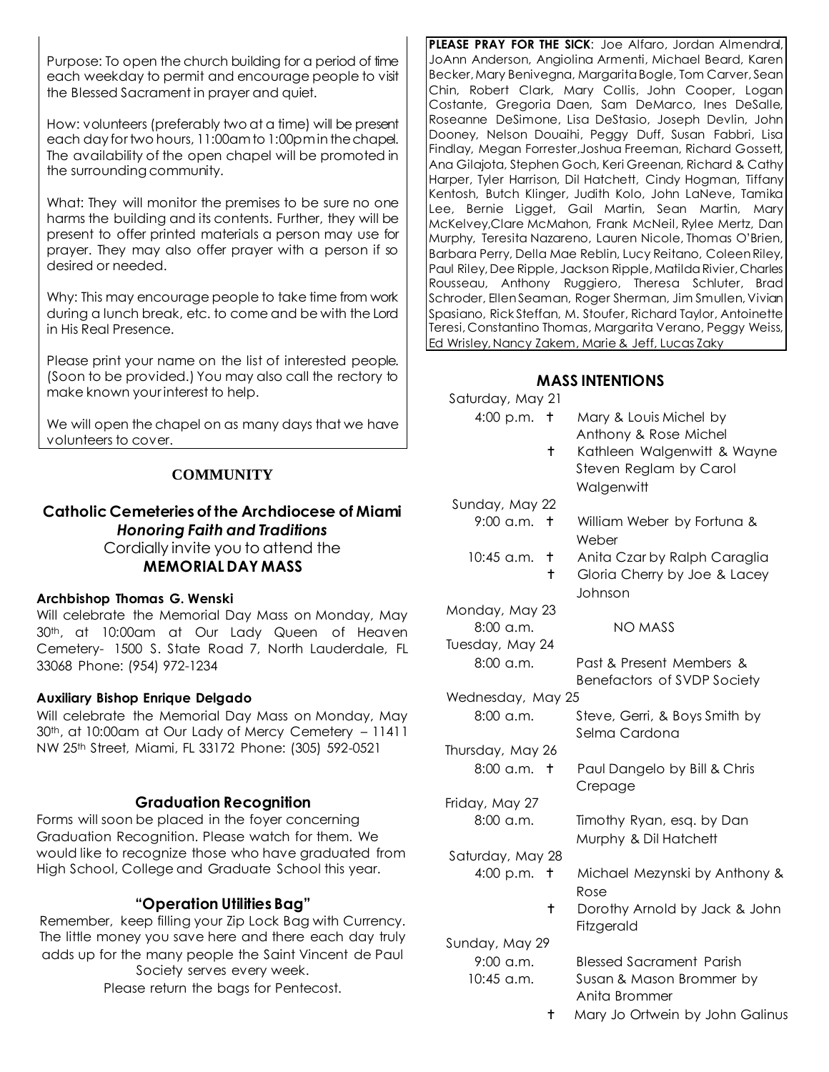Purpose: To open the church building for a period of time each weekday to permit and encourage people to visit the Blessed Sacrament in prayer and quiet.

How: volunteers (preferably two at a time) will be present each day for two hours, 11:00am to 1:00pm in the chapel. The availability of the open chapel will be promoted in the surrounding community.

What: They will monitor the premises to be sure no one harms the building and its contents. Further, they will be present to offer printed materials a person may use for prayer. They may also offer prayer with a person if so desired or needed.

Why: This may encourage people to take time from work during a lunch break, etc. to come and be with the Lord in His Real Presence.

Please print your name on the list of interested people. (Soon to be provided.) You may also call the rectory to make known your interest to help.

We will open the chapel on as many days that we have volunteers to cover.

## COMMUNITY

### Catholic Cemeteries of the Archdiocese of Miami

***Honoring Faith and Traditions***

Cordially invite you to attend the

**MEMORIAL DAY MASS**

#### Archbishop Thomas G. Wenski

Will celebrate the Memorial Day Mass on Monday, May 30th, at 10:00am at Our Lady Queen of Heaven Cemetery- 1500 S. State Road 7, North Lauderdale, FL 33068 Phone: (954) 972-1234

#### Auxiliary Bishop Enrique Delgado

Will celebrate the Memorial Day Mass on Monday, May 30th, at 10:00am at Our Lady of Mercy Cemetery – 11411 NW 25th Street, Miami, FL 33172 Phone: (305) 592-0521

### Graduation Recognition

Forms will soon be placed in the foyer concerning Graduation Recognition. Please watch for them. We would like to recognize those who have graduated from High School, College and Graduate School this year.

### "Operation Utilities Bag"

Remember, keep filling your Zip Lock Bag with Currency. The little money you save here and there each day truly adds up for the many people the Saint Vincent de Paul Society serves every week.

Please return the bags for Pentecost.

**PLEASE PRAY FOR THE SICK**: Joe Alfaro, Jordan Almendral, JoAnn Anderson, Angiolina Armenti, Michael Beard, Karen Becker, Mary Benivegna, Margarita Bogle, Tom Carver, Sean Chin, Robert Clark, Mary Collis, John Cooper, Logan Costante, Gregoria Daen, Sam DeMarco, Ines DeSalle, Roseanne DeSimone, Lisa DeStasio, Joseph Devlin, John Dooney, Nelson Douaihi, Peggy Duff, Susan Fabbri, Lisa Findlay, Megan Forrester,Joshua Freeman, Richard Gossett, Ana Gilajota, Stephen Goch, Keri Greenan, Richard & Cathy Harper, Tyler Harrison, Dil Hatchett, Cindy Hogman, Tiffany Kentosh, Butch Klinger, Judith Kolo, John LaNeve, Tamika Lee, Bernie Ligget, Gail Martin, Sean Martin, Mary McKelvey,Clare McMahon, Frank McNeil, Rylee Mertz, Dan Murphy, Teresita Nazareno, Lauren Nicole, Thomas O'Brien, Barbara Perry, Della Mae Reblin, Lucy Reitano, Coleen Riley, Paul Riley, Dee Ripple, Jackson Ripple, Matilda Rivier, Charles Rousseau, Anthony Ruggiero, Theresa Schluter, Brad Schroder, Ellen Seaman, Roger Sherman, Jim Smullen, Vivian Spasiano, Rick Steffan, M. Stoufer, Richard Taylor, Antoinette Teresi, Constantino Thomas, Margarita Verano, Peggy Weiss, Ed Wrisley, Nancy Zakem, Marie & Jeff, Lucas Zaky

## MASS INTENTIONS

Saturday, May 21
- 4:00 p.m. † Mary & Louis Michel by Anthony & Rose Michel
- † Kathleen Walgenwitt & Wayne Steven Reglam by Carol Walgenwitt

Sunday, May 22
- 9:00 a.m. † William Weber by Fortuna & Weber
- 10:45 a.m. † Anita Czar by Ralph Caraglia
- † Gloria Cherry by Joe & Lacey Johnson

Monday, May 23
- 8:00 a.m. NO MASS

Tuesday, May 24
- 8:00 a.m. Past & Present Members & Benefactors of SVDP Society

Wednesday, May 25
- 8:00 a.m. Steve, Gerri, & Boys Smith by Selma Cardona

Thursday, May 26
- 8:00 a.m. † Paul Dangelo by Bill & Chris Crepage

Friday, May 27
- 8:00 a.m. Timothy Ryan, esq. by Dan Murphy & Dil Hatchett

Saturday, May 28
- 4:00 p.m. † Michael Mezynski by Anthony & Rose
- † Dorothy Arnold by Jack & John Fitzgerald

Sunday, May 29
- 9:00 a.m. Blessed Sacrament Parish
- 10:45 a.m. Susan & Mason Brommer by Anita Brommer
- † Mary Jo Ortwein by John Galinus